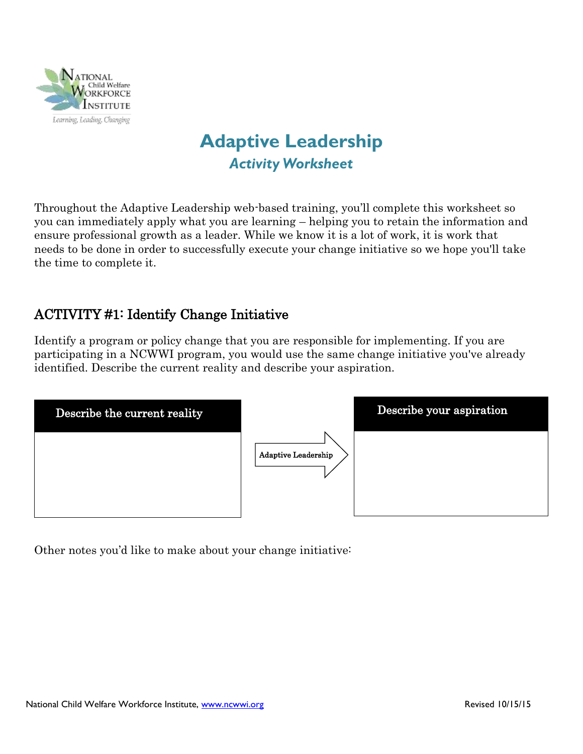# Adaptive Leadership

## *Activity Worksheet*

Throughout the Adaptive Leadership web-based training, you'll complete this worksheet so you can immediately apply what you are learning – helping you to retain the information and ensure professional growth as a leader. While we know it is a lot of work, it is work that needs to be done in order to successfully execute your change initiative so we hope you'll take the time to complete it.

## ACTIVITY #1: Identify Change Initiative

Identify a program or policy change that you are responsible for implementing. If you are participating in a NCWWI program, you would use the same change initiative you've already identified. Describe the current reality and describe your aspiration.

| Describe the current reality | Adaptive Leadership → | Describe your aspiration |
| --- | --- | --- |
| | | |

Other notes you'd like to make about your change initiative: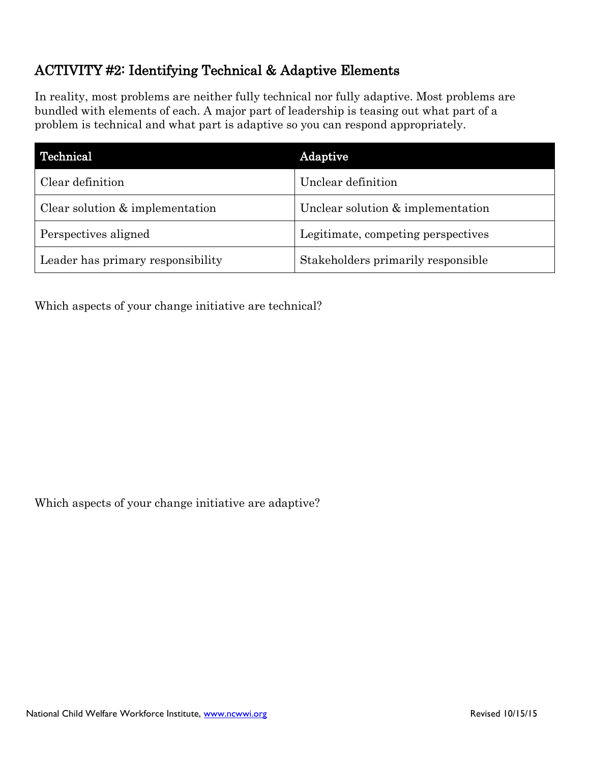## ACTIVITY #2: Identifying Technical & Adaptive Elements

In reality, most problems are neither fully technical nor fully adaptive. Most problems are bundled with elements of each. A major part of leadership is teasing out what part of a problem is technical and what part is adaptive so you can respond appropriately.

| Technical | Adaptive |
|---|---|
| Clear definition | Unclear definition |
| Clear solution & implementation | Unclear solution & implementation |
| Perspectives aligned | Legitimate, competing perspectives |
| Leader has primary responsibility | Stakeholders primarily responsible |

Which aspects of your change initiative are technical?

Which aspects of your change initiative are adaptive?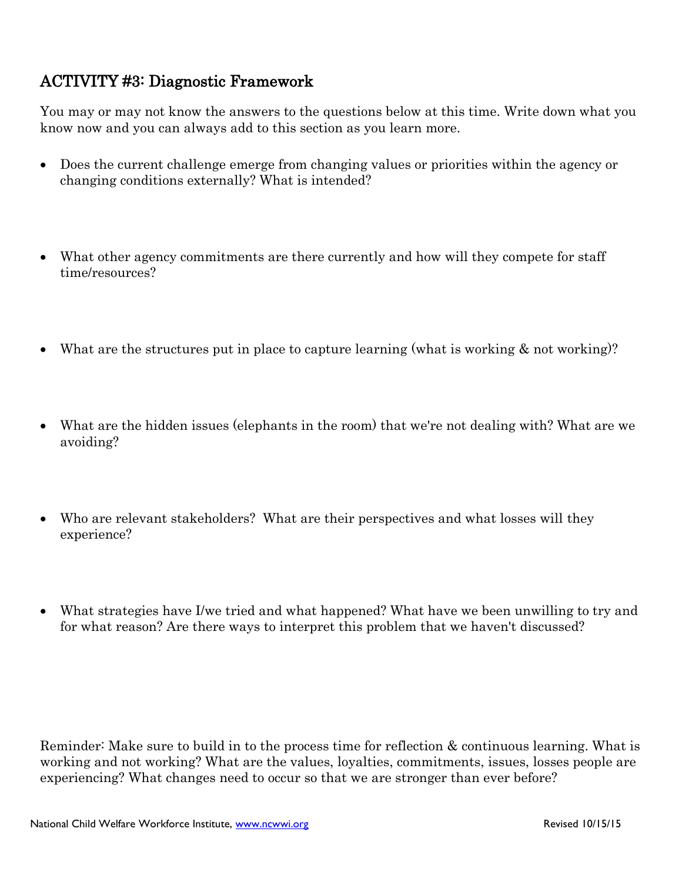## ACTIVITY #3: Diagnostic Framework

You may or may not know the answers to the questions below at this time. Write down what you know now and you can always add to this section as you learn more.

- Does the current challenge emerge from changing values or priorities within the agency or changing conditions externally? What is intended?
- What other agency commitments are there currently and how will they compete for staff time/resources?
- What are the structures put in place to capture learning (what is working & not working)?
- What are the hidden issues (elephants in the room) that we're not dealing with? What are we avoiding?
- Who are relevant stakeholders? What are their perspectives and what losses will they experience?
- What strategies have I/we tried and what happened? What have we been unwilling to try and for what reason? Are there ways to interpret this problem that we haven't discussed?

Reminder: Make sure to build in to the process time for reflection & continuous learning. What is working and not working? What are the values, loyalties, commitments, issues, losses people are experiencing? What changes need to occur so that we are stronger than ever before?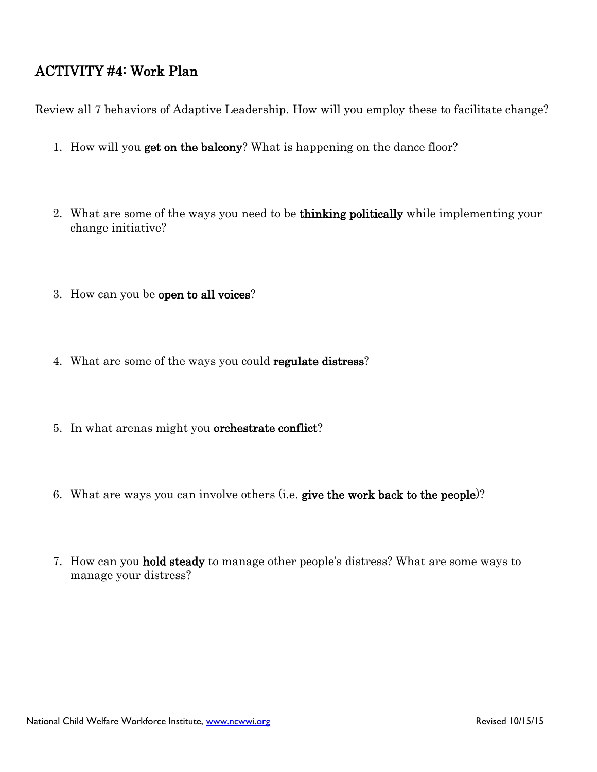## ACTIVITY #4: Work Plan

Review all 7 behaviors of Adaptive Leadership. How will you employ these to facilitate change?

1. How will you **get on the balcony**? What is happening on the dance floor?

2. What are some of the ways you need to be **thinking politically** while implementing your change initiative?

3. How can you be **open to all voices**?

4. What are some of the ways you could **regulate distress**?

5. In what arenas might you **orchestrate conflict**?

6. What are ways you can involve others (i.e. **give the work back to the people**)?

7. How can you **hold steady** to manage other people's distress? What are some ways to manage your distress?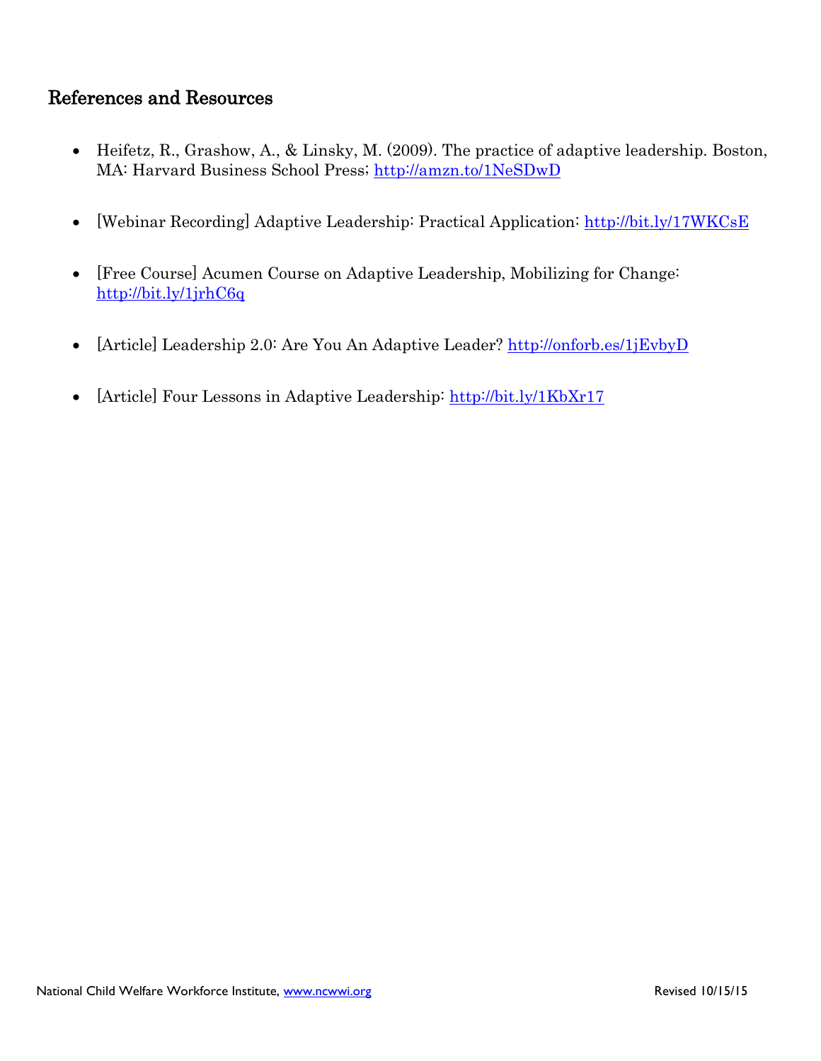## References and Resources

- Heifetz, R., Grashow, A., & Linsky, M. (2009). The practice of adaptive leadership. Boston, MA: Harvard Business School Press; http://amzn.to/1NeSDwD
- [Webinar Recording] Adaptive Leadership: Practical Application: http://bit.ly/17WKCsE
- [Free Course] Acumen Course on Adaptive Leadership, Mobilizing for Change: http://bit.ly/1jrhC6q
- [Article] Leadership 2.0: Are You An Adaptive Leader? http://onforb.es/1jEvbyD
- [Article] Four Lessons in Adaptive Leadership: http://bit.ly/1KbXr17